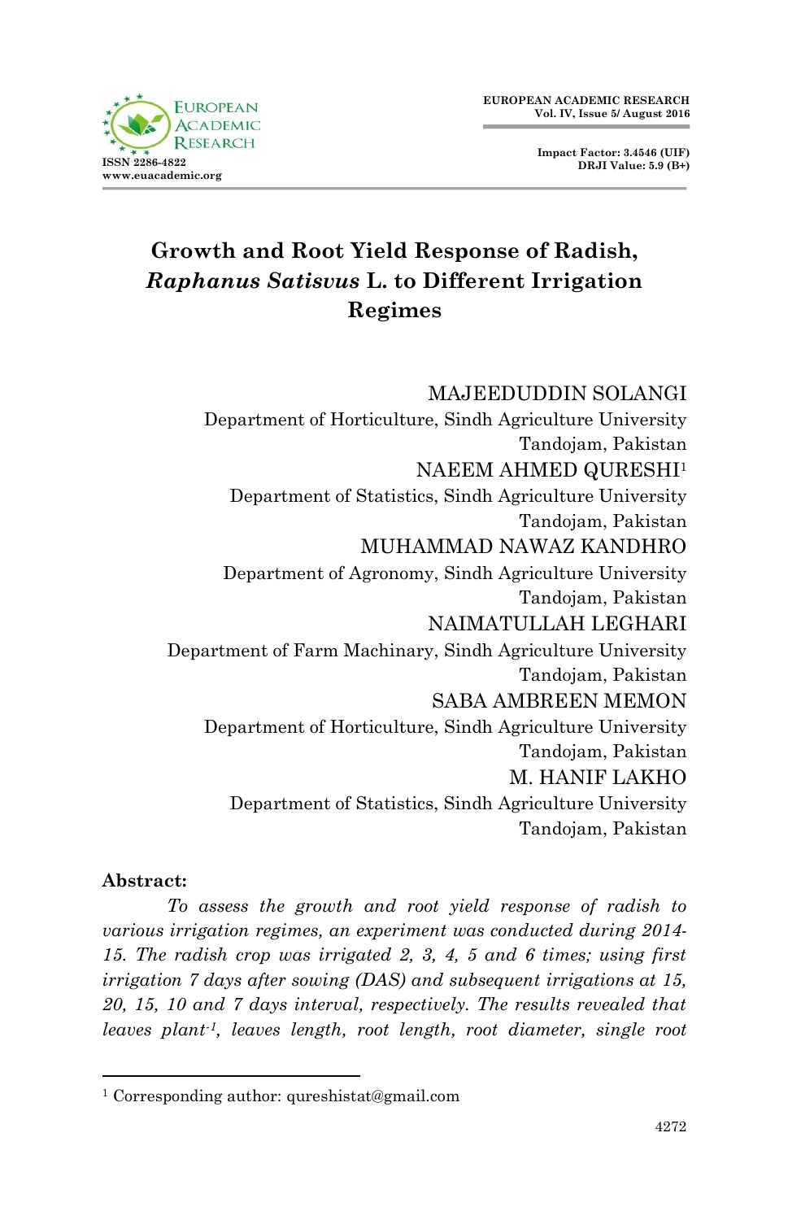# Growth and Root Yield Response of Radish, *Raphanus Satisvus* L. to Different Irrigation Regimes

MAJEEDUDDIN SOLANGI
Department of Horticulture, Sindh Agriculture University
Tandojam, Pakistan

NAEEM AHMED QURESHI[1]
Department of Statistics, Sindh Agriculture University
Tandojam, Pakistan

MUHAMMAD NAWAZ KANDHRO
Department of Agronomy, Sindh Agriculture University
Tandojam, Pakistan

NAIMATULLAH LEGHARI
Department of Farm Machinary, Sindh Agriculture University
Tandojam, Pakistan

SABA AMBREEN MEMON
Department of Horticulture, Sindh Agriculture University
Tandojam, Pakistan

M. HANIF LAKHO
Department of Statistics, Sindh Agriculture University
Tandojam, Pakistan

**Abstract:**

*To assess the growth and root yield response of radish to various irrigation regimes, an experiment was conducted during 2014-15. The radish crop was irrigated 2, 3, 4, 5 and 6 times; using first irrigation 7 days after sowing (DAS) and subsequent irrigations at 15, 20, 15, 10 and 7 days interval, respectively. The results revealed that leaves plant$^{-1}$, leaves length, root length, root diameter, single root*

[1] Corresponding author: qureshistat@gmail.com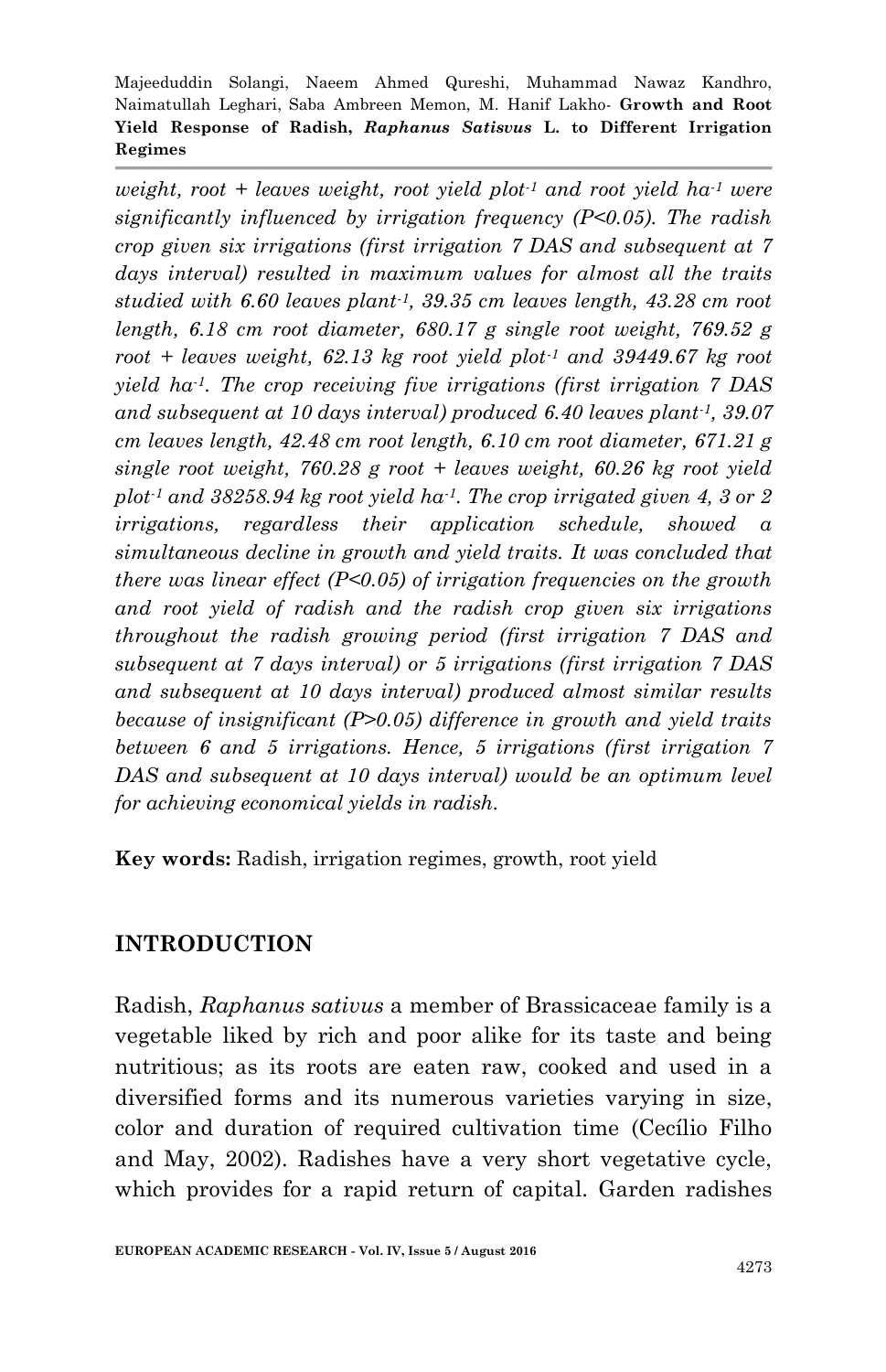*weight, root + leaves weight, root yield plot$^{-1}$ and root yield ha$^{-1}$ were significantly influenced by irrigation frequency ($P<0.05$). The radish crop given six irrigations (first irrigation 7 DAS and subsequent at 7 days interval) resulted in maximum values for almost all the traits studied with 6.60 leaves plant$^{-1}$, 39.35 cm leaves length, 43.28 cm root length, 6.18 cm root diameter, 680.17 g single root weight, 769.52 g root + leaves weight, 62.13 kg root yield plot$^{-1}$ and 39449.67 kg root yield ha$^{-1}$. The crop receiving five irrigations (first irrigation 7 DAS and subsequent at 10 days interval) produced 6.40 leaves plant$^{-1}$, 39.07 cm leaves length, 42.48 cm root length, 6.10 cm root diameter, 671.21 g single root weight, 760.28 g root + leaves weight, 60.26 kg root yield plot$^{-1}$ and 38258.94 kg root yield ha$^{-1}$. The crop irrigated given 4, 3 or 2 irrigations, regardless their application schedule, showed a simultaneous decline in growth and yield traits. It was concluded that there was linear effect ($P<0.05$) of irrigation frequencies on the growth and root yield of radish and the radish crop given six irrigations throughout the radish growing period (first irrigation 7 DAS and subsequent at 7 days interval) or 5 irrigations (first irrigation 7 DAS and subsequent at 10 days interval) produced almost similar results because of insignificant ($P>0.05$) difference in growth and yield traits between 6 and 5 irrigations. Hence, 5 irrigations (first irrigation 7 DAS and subsequent at 10 days interval) would be an optimum level for achieving economical yields in radish.*

**Key words:** Radish, irrigation regimes, growth, root yield

## INTRODUCTION

Radish, *Raphanus sativus* a member of Brassicaceae family is a vegetable liked by rich and poor alike for its taste and being nutritious; as its roots are eaten raw, cooked and used in a diversified forms and its numerous varieties varying in size, color and duration of required cultivation time (Cecílio Filho and May, 2002). Radishes have a very short vegetative cycle, which provides for a rapid return of capital. Garden radishes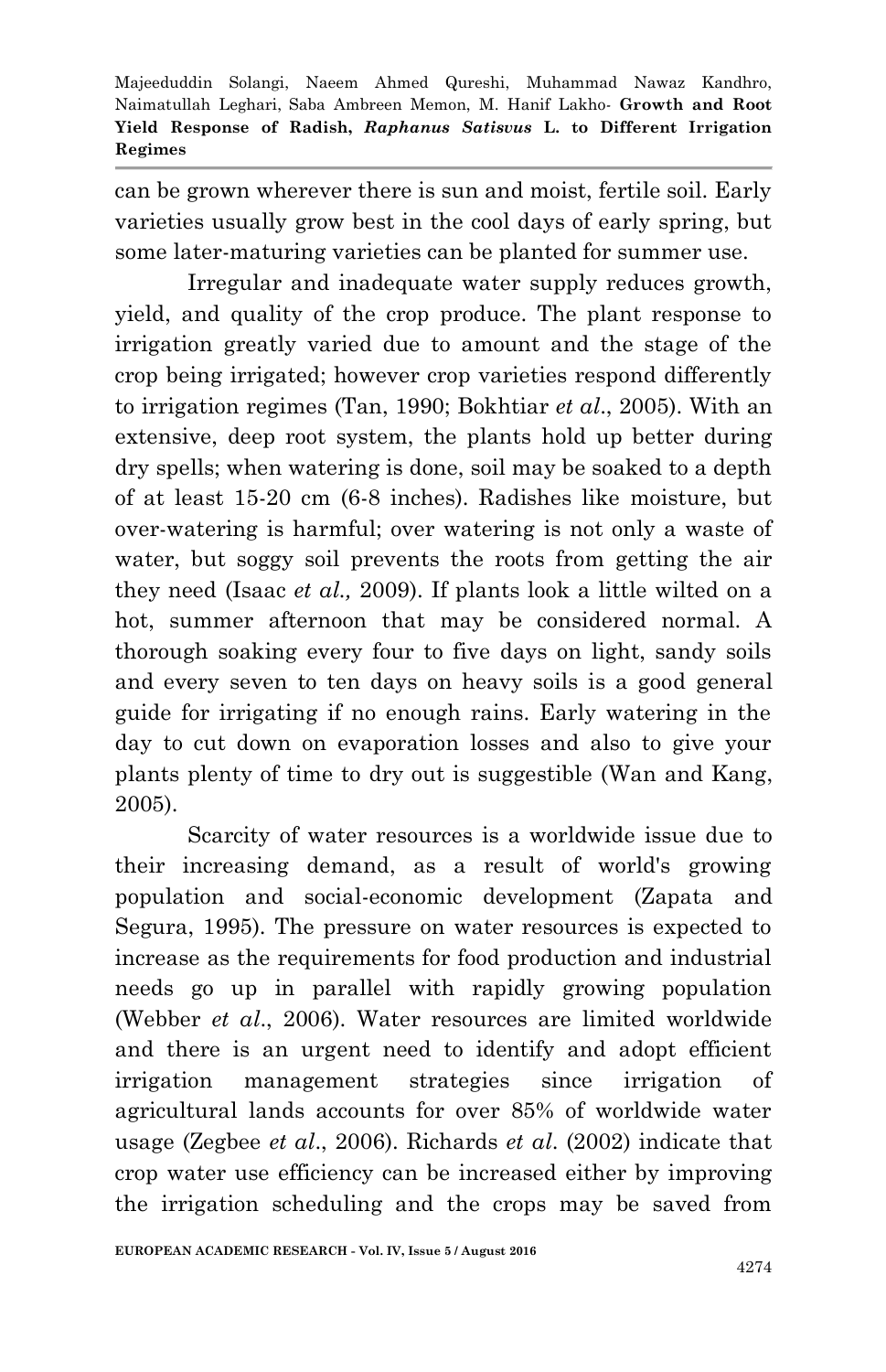can be grown wherever there is sun and moist, fertile soil. Early varieties usually grow best in the cool days of early spring, but some later-maturing varieties can be planted for summer use.

Irregular and inadequate water supply reduces growth, yield, and quality of the crop produce. The plant response to irrigation greatly varied due to amount and the stage of the crop being irrigated; however crop varieties respond differently to irrigation regimes (Tan, 1990; Bokhtiar *et al*., 2005). With an extensive, deep root system, the plants hold up better during dry spells; when watering is done, soil may be soaked to a depth of at least 15-20 cm (6-8 inches). Radishes like moisture, but over-watering is harmful; over watering is not only a waste of water, but soggy soil prevents the roots from getting the air they need (Isaac *et al.,* 2009). If plants look a little wilted on a hot, summer afternoon that may be considered normal. A thorough soaking every four to five days on light, sandy soils and every seven to ten days on heavy soils is a good general guide for irrigating if no enough rains. Early watering in the day to cut down on evaporation losses and also to give your plants plenty of time to dry out is suggestible (Wan and Kang, 2005).

Scarcity of water resources is a worldwide issue due to their increasing demand, as a result of world's growing population and social-economic development (Zapata and Segura, 1995). The pressure on water resources is expected to increase as the requirements for food production and industrial needs go up in parallel with rapidly growing population (Webber *et al*., 2006). Water resources are limited worldwide and there is an urgent need to identify and adopt efficient irrigation management strategies since irrigation of agricultural lands accounts for over 85% of worldwide water usage (Zegbee *et al*., 2006). Richards *et al*. (2002) indicate that crop water use efficiency can be increased either by improving the irrigation scheduling and the crops may be saved from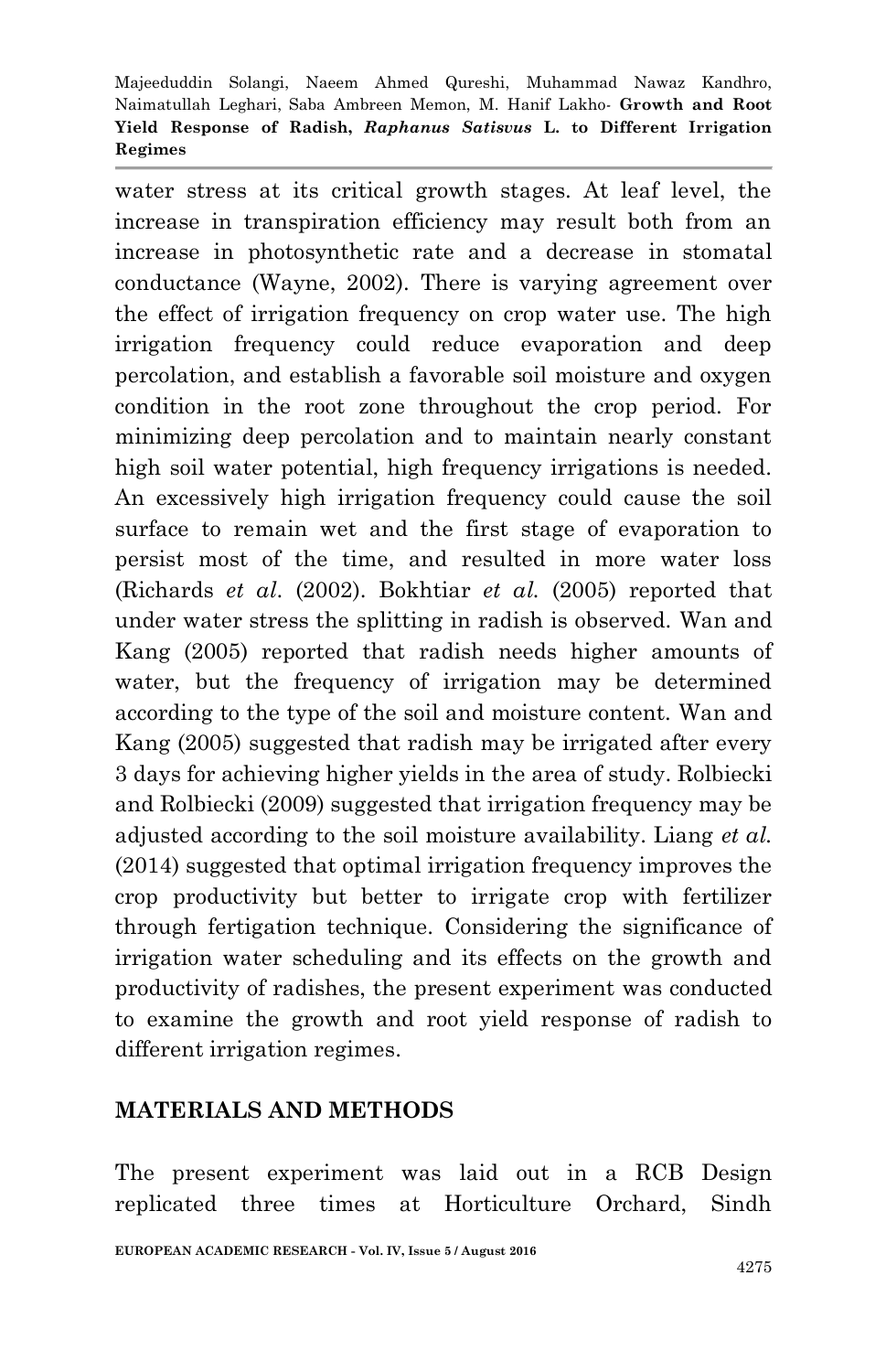water stress at its critical growth stages. At leaf level, the increase in transpiration efficiency may result both from an increase in photosynthetic rate and a decrease in stomatal conductance (Wayne, 2002). There is varying agreement over the effect of irrigation frequency on crop water use. The high irrigation frequency could reduce evaporation and deep percolation, and establish a favorable soil moisture and oxygen condition in the root zone throughout the crop period. For minimizing deep percolation and to maintain nearly constant high soil water potential, high frequency irrigations is needed. An excessively high irrigation frequency could cause the soil surface to remain wet and the first stage of evaporation to persist most of the time, and resulted in more water loss (Richards *et al*. (2002). Bokhtiar *et al.* (2005) reported that under water stress the splitting in radish is observed. Wan and Kang (2005) reported that radish needs higher amounts of water, but the frequency of irrigation may be determined according to the type of the soil and moisture content. Wan and Kang (2005) suggested that radish may be irrigated after every 3 days for achieving higher yields in the area of study. Rolbiecki and Rolbiecki (2009) suggested that irrigation frequency may be adjusted according to the soil moisture availability. Liang *et al.* (2014) suggested that optimal irrigation frequency improves the crop productivity but better to irrigate crop with fertilizer through fertigation technique. Considering the significance of irrigation water scheduling and its effects on the growth and productivity of radishes, the present experiment was conducted to examine the growth and root yield response of radish to different irrigation regimes.

## MATERIALS AND METHODS

The present experiment was laid out in a RCB Design replicated three times at Horticulture Orchard, Sindh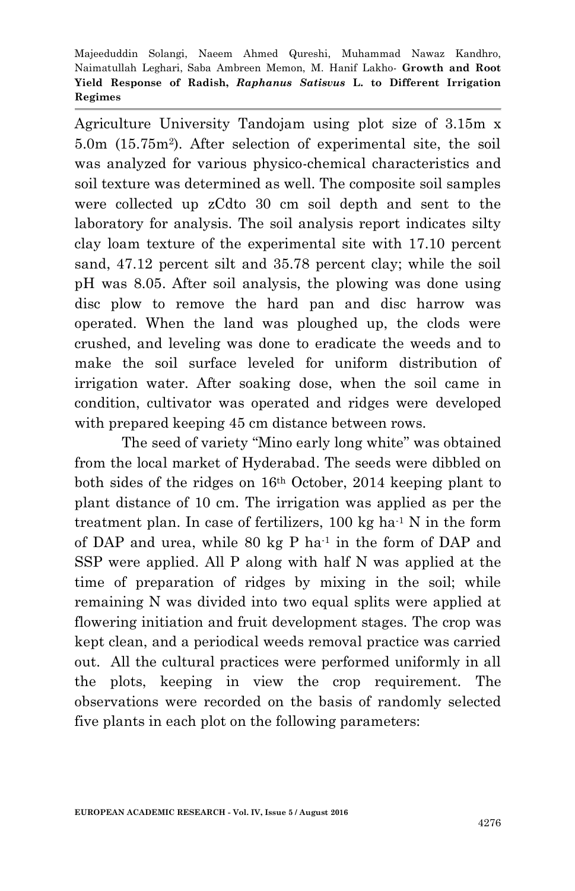Agriculture University Tandojam using plot size of 3.15m x 5.0m (15.75m$^2$). After selection of experimental site, the soil was analyzed for various physico-chemical characteristics and soil texture was determined as well. The composite soil samples were collected up zCdto 30 cm soil depth and sent to the laboratory for analysis. The soil analysis report indicates silty clay loam texture of the experimental site with 17.10 percent sand, 47.12 percent silt and 35.78 percent clay; while the soil pH was 8.05. After soil analysis, the plowing was done using disc plow to remove the hard pan and disc harrow was operated. When the land was ploughed up, the clods were crushed, and leveling was done to eradicate the weeds and to make the soil surface leveled for uniform distribution of irrigation water. After soaking dose, when the soil came in condition, cultivator was operated and ridges were developed with prepared keeping 45 cm distance between rows.

The seed of variety "Mino early long white" was obtained from the local market of Hyderabad. The seeds were dibbled on both sides of the ridges on 16th October, 2014 keeping plant to plant distance of 10 cm. The irrigation was applied as per the treatment plan. In case of fertilizers, 100 kg ha$^{-1}$ N in the form of DAP and urea, while 80 kg P ha$^{-1}$ in the form of DAP and SSP were applied. All P along with half N was applied at the time of preparation of ridges by mixing in the soil; while remaining N was divided into two equal splits were applied at flowering initiation and fruit development stages. The crop was kept clean, and a periodical weeds removal practice was carried out. All the cultural practices were performed uniformly in all the plots, keeping in view the crop requirement. The observations were recorded on the basis of randomly selected five plants in each plot on the following parameters: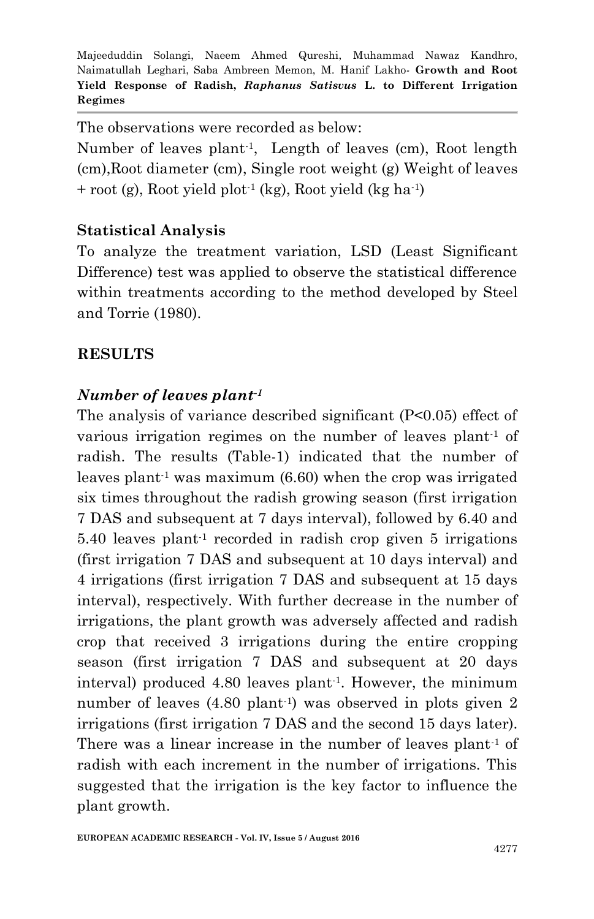The observations were recorded as below:

Number of leaves plant$^{-1}$, Length of leaves (cm), Root length (cm),Root diameter (cm), Single root weight (g) Weight of leaves + root (g), Root yield plot$^{-1}$ (kg), Root yield (kg ha$^{-1}$)

## Statistical Analysis

To analyze the treatment variation, LSD (Least Significant Difference) test was applied to observe the statistical difference within treatments according to the method developed by Steel and Torrie (1980).

## RESULTS

### *Number of leaves plant$^{-1}$*

The analysis of variance described significant ($P<0.05$) effect of various irrigation regimes on the number of leaves plant$^{-1}$ of radish. The results (Table-1) indicated that the number of leaves plant$^{-1}$ was maximum (6.60) when the crop was irrigated six times throughout the radish growing season (first irrigation 7 DAS and subsequent at 7 days interval), followed by 6.40 and 5.40 leaves plant$^{-1}$ recorded in radish crop given 5 irrigations (first irrigation 7 DAS and subsequent at 10 days interval) and 4 irrigations (first irrigation 7 DAS and subsequent at 15 days interval), respectively. With further decrease in the number of irrigations, the plant growth was adversely affected and radish crop that received 3 irrigations during the entire cropping season (first irrigation 7 DAS and subsequent at 20 days interval) produced 4.80 leaves plant$^{-1}$. However, the minimum number of leaves (4.80 plant$^{-1}$) was observed in plots given 2 irrigations (first irrigation 7 DAS and the second 15 days later). There was a linear increase in the number of leaves plant$^{-1}$ of radish with each increment in the number of irrigations. This suggested that the irrigation is the key factor to influence the plant growth.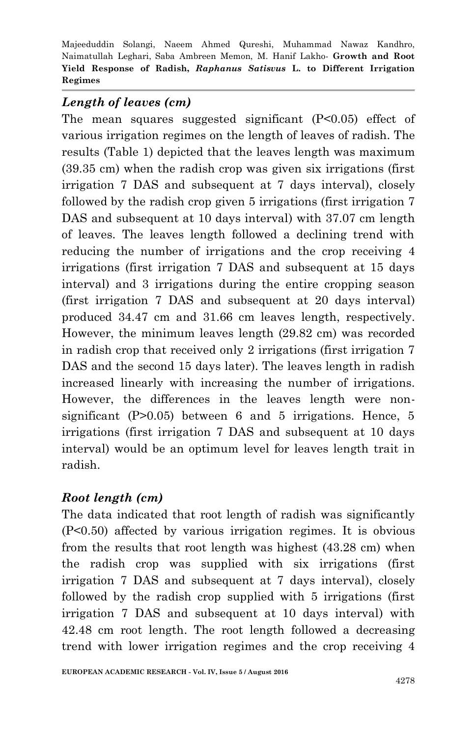### *Length of leaves (cm)*

The mean squares suggested significant ($P<0.05$) effect of various irrigation regimes on the length of leaves of radish. The results (Table 1) depicted that the leaves length was maximum (39.35 cm) when the radish crop was given six irrigations (first irrigation 7 DAS and subsequent at 7 days interval), closely followed by the radish crop given 5 irrigations (first irrigation 7 DAS and subsequent at 10 days interval) with 37.07 cm length of leaves. The leaves length followed a declining trend with reducing the number of irrigations and the crop receiving 4 irrigations (first irrigation 7 DAS and subsequent at 15 days interval) and 3 irrigations during the entire cropping season (first irrigation 7 DAS and subsequent at 20 days interval) produced 34.47 cm and 31.66 cm leaves length, respectively. However, the minimum leaves length (29.82 cm) was recorded in radish crop that received only 2 irrigations (first irrigation 7 DAS and the second 15 days later). The leaves length in radish increased linearly with increasing the number of irrigations. However, the differences in the leaves length were non-significant ($P>0.05$) between 6 and 5 irrigations. Hence, 5 irrigations (first irrigation 7 DAS and subsequent at 10 days interval) would be an optimum level for leaves length trait in radish.

### *Root length (cm)*

The data indicated that root length of radish was significantly ($P<0.50$) affected by various irrigation regimes. It is obvious from the results that root length was highest (43.28 cm) when the radish crop was supplied with six irrigations (first irrigation 7 DAS and subsequent at 7 days interval), closely followed by the radish crop supplied with 5 irrigations (first irrigation 7 DAS and subsequent at 10 days interval) with 42.48 cm root length. The root length followed a decreasing trend with lower irrigation regimes and the crop receiving 4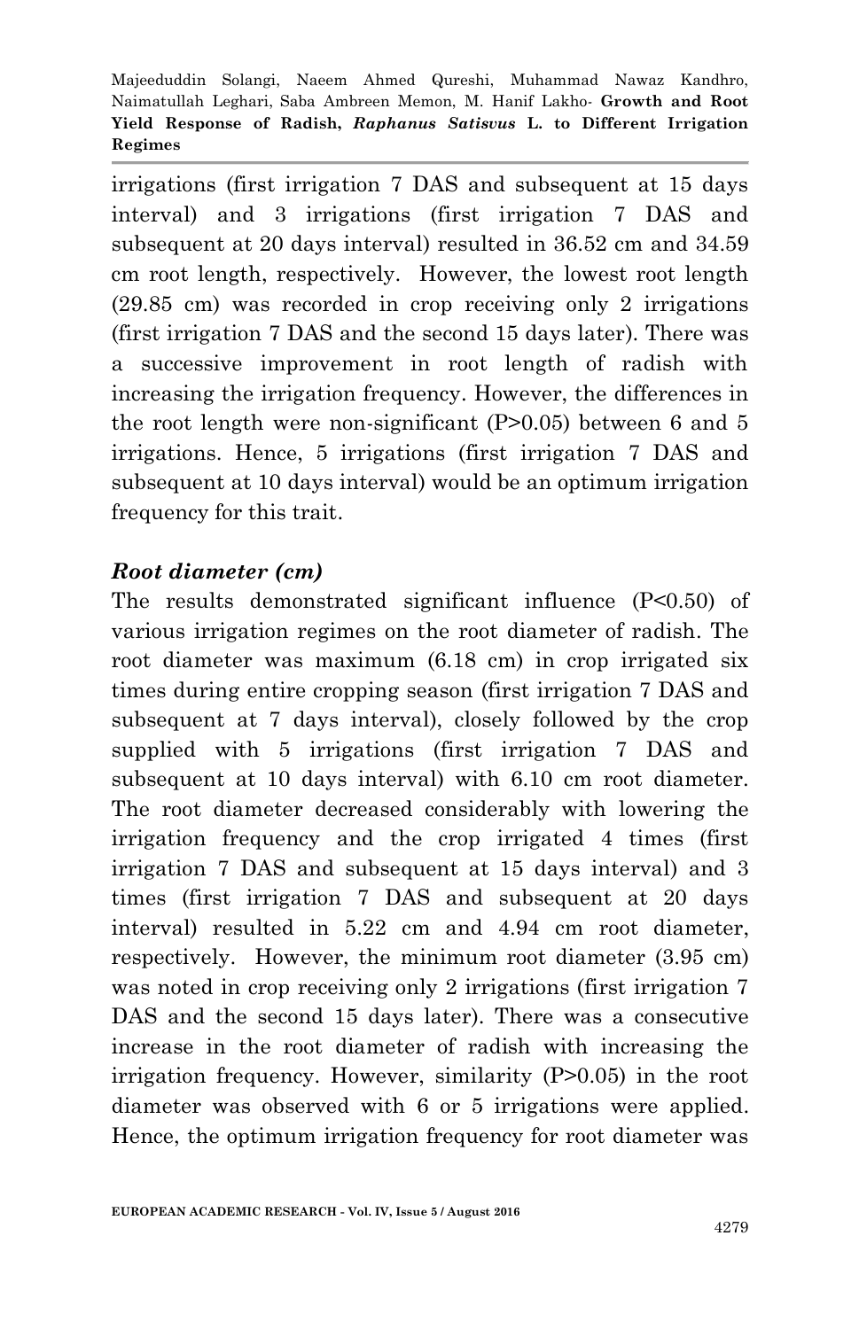irrigations (first irrigation 7 DAS and subsequent at 15 days interval) and 3 irrigations (first irrigation 7 DAS and subsequent at 20 days interval) resulted in 36.52 cm and 34.59 cm root length, respectively. However, the lowest root length (29.85 cm) was recorded in crop receiving only 2 irrigations (first irrigation 7 DAS and the second 15 days later). There was a successive improvement in root length of radish with increasing the irrigation frequency. However, the differences in the root length were non-significant ($P>0.05$) between 6 and 5 irrigations. Hence, 5 irrigations (first irrigation 7 DAS and subsequent at 10 days interval) would be an optimum irrigation frequency for this trait.

### *Root diameter (cm)*

The results demonstrated significant influence ($P<0.50$) of various irrigation regimes on the root diameter of radish. The root diameter was maximum (6.18 cm) in crop irrigated six times during entire cropping season (first irrigation 7 DAS and subsequent at 7 days interval), closely followed by the crop supplied with 5 irrigations (first irrigation 7 DAS and subsequent at 10 days interval) with 6.10 cm root diameter. The root diameter decreased considerably with lowering the irrigation frequency and the crop irrigated 4 times (first irrigation 7 DAS and subsequent at 15 days interval) and 3 times (first irrigation 7 DAS and subsequent at 20 days interval) resulted in 5.22 cm and 4.94 cm root diameter, respectively. However, the minimum root diameter (3.95 cm) was noted in crop receiving only 2 irrigations (first irrigation 7 DAS and the second 15 days later). There was a consecutive increase in the root diameter of radish with increasing the irrigation frequency. However, similarity ($P>0.05$) in the root diameter was observed with 6 or 5 irrigations were applied. Hence, the optimum irrigation frequency for root diameter was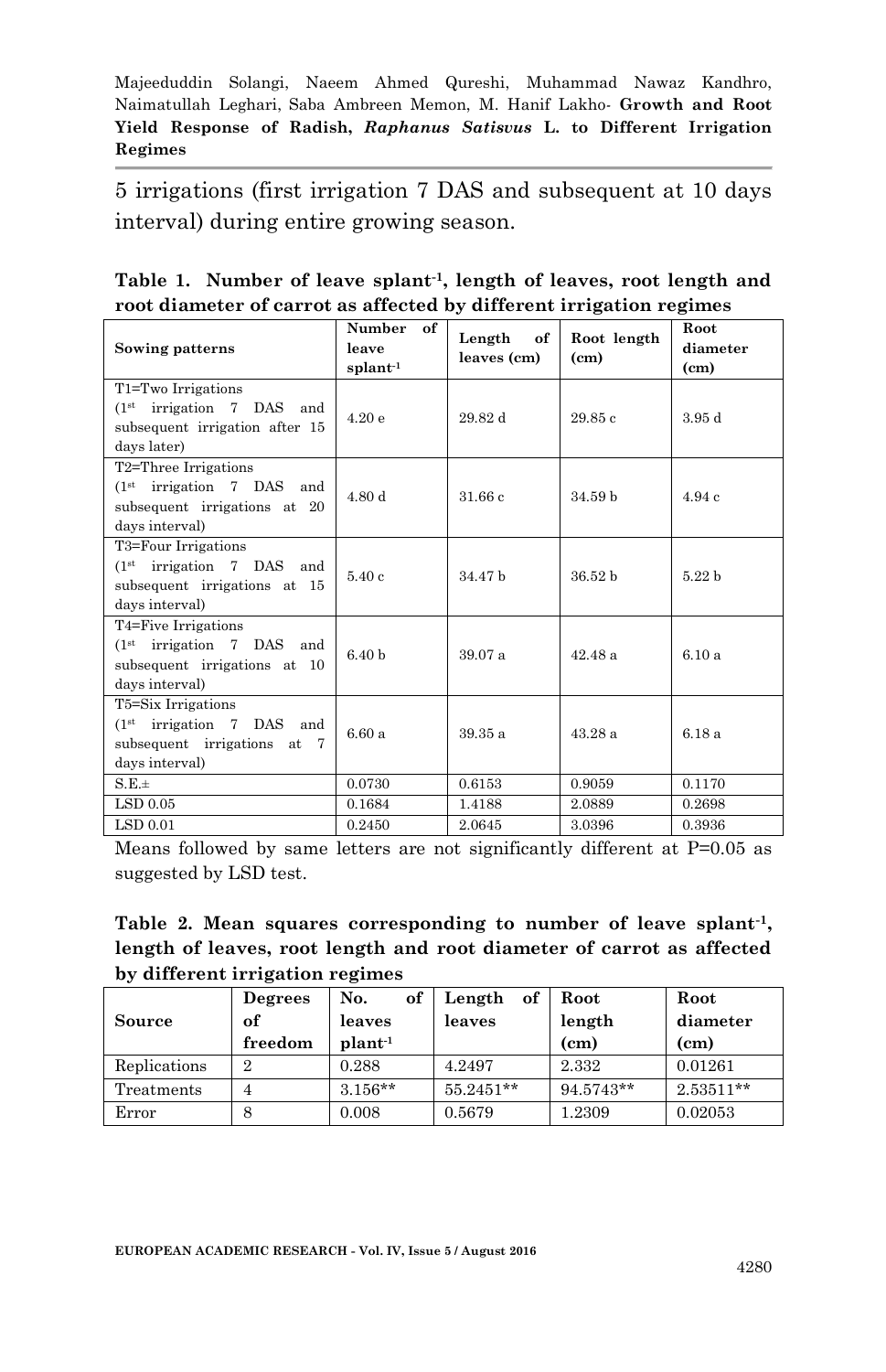5 irrigations (first irrigation 7 DAS and subsequent at 10 days interval) during entire growing season.

**Table 1. Number of leave splant$^{-1}$, length of leaves, root length and root diameter of carrot as affected by different irrigation regimes**

| Sowing patterns | Number of leave splant$^{-1}$ | Length of leaves (cm) | Root length (cm) | Root diameter (cm) |
|---|---|---|---|---|
| T1=Two Irrigations (1st irrigation 7 DAS and subsequent irrigation after 15 days later) | 4.20 e | 29.82 d | 29.85 c | 3.95 d |
| T2=Three Irrigations (1st irrigation 7 DAS and subsequent irrigations at 20 days interval) | 4.80 d | 31.66 c | 34.59 b | 4.94 c |
| T3=Four Irrigations (1st irrigation 7 DAS and subsequent irrigations at 15 days interval) | 5.40 c | 34.47 b | 36.52 b | 5.22 b |
| T4=Five Irrigations (1st irrigation 7 DAS and subsequent irrigations at 10 days interval) | 6.40 b | 39.07 a | 42.48 a | 6.10 a |
| T5=Six Irrigations (1st irrigation 7 DAS and subsequent irrigations at 7 days interval) | 6.60 a | 39.35 a | 43.28 a | 6.18 a |
| S.E.± | 0.0730 | 0.6153 | 0.9059 | 0.1170 |
| LSD 0.05 | 0.1684 | 1.4188 | 2.0889 | 0.2698 |
| LSD 0.01 | 0.2450 | 2.0645 | 3.0396 | 0.3936 |

Means followed by same letters are not significantly different at P=0.05 as suggested by LSD test.

**Table 2. Mean squares corresponding to number of leave splant$^{-1}$, length of leaves, root length and root diameter of carrot as affected by different irrigation regimes**

| Source | Degrees of freedom | No. of leaves plant$^{-1}$ | Length of leaves | Root length (cm) | Root diameter (cm) |
|---|---|---|---|---|---|
| Replications | 2 | 0.288 | 4.2497 | 2.332 | 0.01261 |
| Treatments | 4 | 3.156** | 55.2451** | 94.5743** | 2.53511** |
| Error | 8 | 0.008 | 0.5679 | 1.2309 | 0.02053 |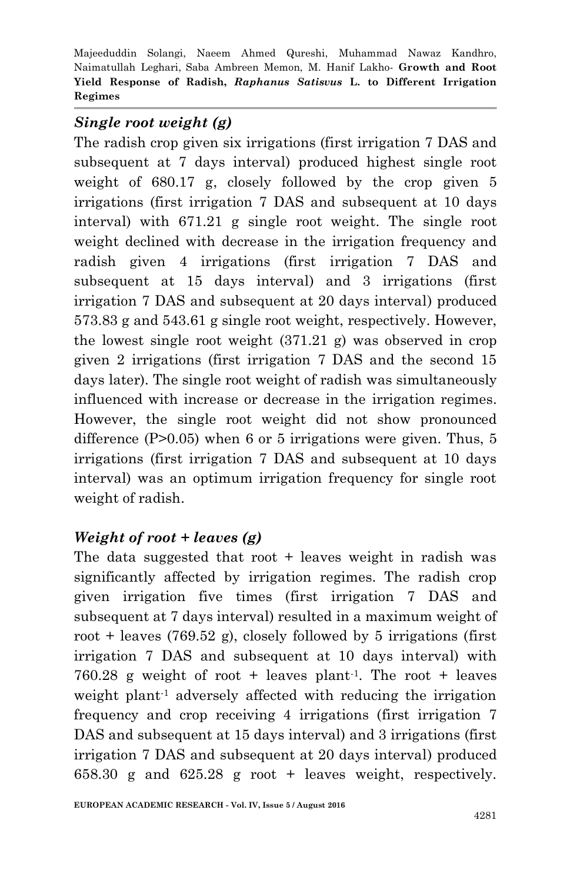### *Single root weight (g)*

The radish crop given six irrigations (first irrigation 7 DAS and subsequent at 7 days interval) produced highest single root weight of 680.17 g, closely followed by the crop given 5 irrigations (first irrigation 7 DAS and subsequent at 10 days interval) with 671.21 g single root weight. The single root weight declined with decrease in the irrigation frequency and radish given 4 irrigations (first irrigation 7 DAS and subsequent at 15 days interval) and 3 irrigations (first irrigation 7 DAS and subsequent at 20 days interval) produced 573.83 g and 543.61 g single root weight, respectively. However, the lowest single root weight (371.21 g) was observed in crop given 2 irrigations (first irrigation 7 DAS and the second 15 days later). The single root weight of radish was simultaneously influenced with increase or decrease in the irrigation regimes. However, the single root weight did not show pronounced difference ($P>0.05$) when 6 or 5 irrigations were given. Thus, 5 irrigations (first irrigation 7 DAS and subsequent at 10 days interval) was an optimum irrigation frequency for single root weight of radish.

### *Weight of root + leaves (g)*

The data suggested that root + leaves weight in radish was significantly affected by irrigation regimes. The radish crop given irrigation five times (first irrigation 7 DAS and subsequent at 7 days interval) resulted in a maximum weight of root + leaves (769.52 g), closely followed by 5 irrigations (first irrigation 7 DAS and subsequent at 10 days interval) with 760.28 g weight of root + leaves plant$^{-1}$. The root + leaves weight plant$^{-1}$ adversely affected with reducing the irrigation frequency and crop receiving 4 irrigations (first irrigation 7 DAS and subsequent at 15 days interval) and 3 irrigations (first irrigation 7 DAS and subsequent at 20 days interval) produced 658.30 g and 625.28 g root + leaves weight, respectively.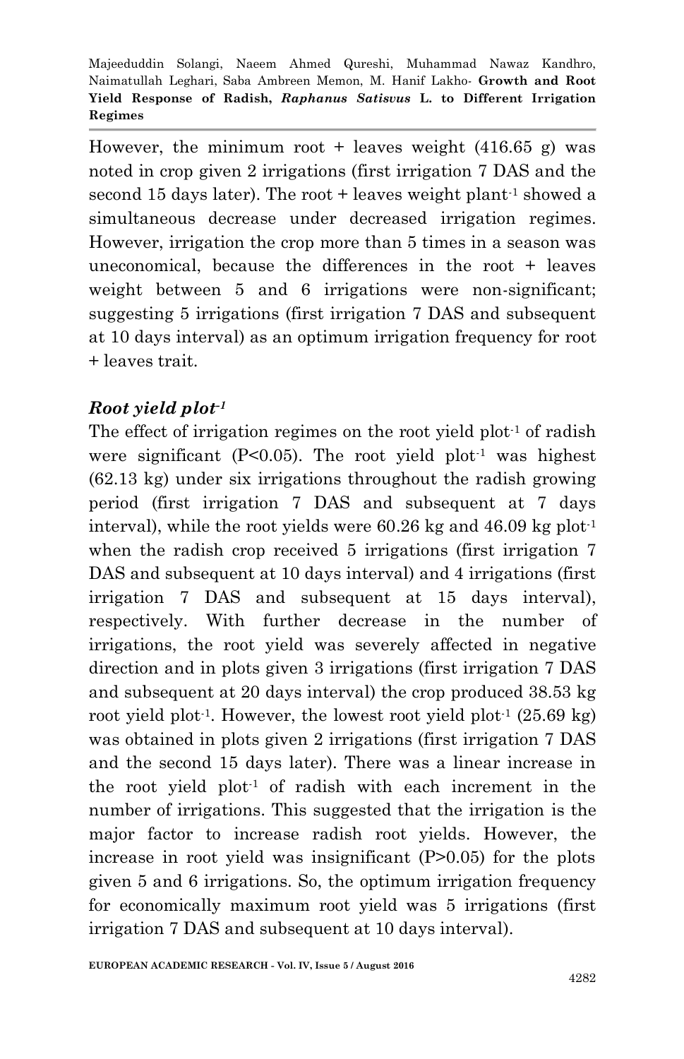However, the minimum root + leaves weight (416.65 g) was noted in crop given 2 irrigations (first irrigation 7 DAS and the second 15 days later). The root + leaves weight plant$^{-1}$ showed a simultaneous decrease under decreased irrigation regimes. However, irrigation the crop more than 5 times in a season was uneconomical, because the differences in the root + leaves weight between 5 and 6 irrigations were non-significant; suggesting 5 irrigations (first irrigation 7 DAS and subsequent at 10 days interval) as an optimum irrigation frequency for root + leaves trait.

### *Root yield plot$^{-1}$*

The effect of irrigation regimes on the root yield plot$^{-1}$ of radish were significant ($P<0.05$). The root yield plot$^{-1}$ was highest (62.13 kg) under six irrigations throughout the radish growing period (first irrigation 7 DAS and subsequent at 7 days interval), while the root yields were 60.26 kg and 46.09 kg plot$^{-1}$ when the radish crop received 5 irrigations (first irrigation 7 DAS and subsequent at 10 days interval) and 4 irrigations (first irrigation 7 DAS and subsequent at 15 days interval), respectively. With further decrease in the number of irrigations, the root yield was severely affected in negative direction and in plots given 3 irrigations (first irrigation 7 DAS and subsequent at 20 days interval) the crop produced 38.53 kg root yield plot$^{-1}$. However, the lowest root yield plot$^{-1}$ (25.69 kg) was obtained in plots given 2 irrigations (first irrigation 7 DAS and the second 15 days later). There was a linear increase in the root yield plot$^{-1}$ of radish with each increment in the number of irrigations. This suggested that the irrigation is the major factor to increase radish root yields. However, the increase in root yield was insignificant ($P>0.05$) for the plots given 5 and 6 irrigations. So, the optimum irrigation frequency for economically maximum root yield was 5 irrigations (first irrigation 7 DAS and subsequent at 10 days interval).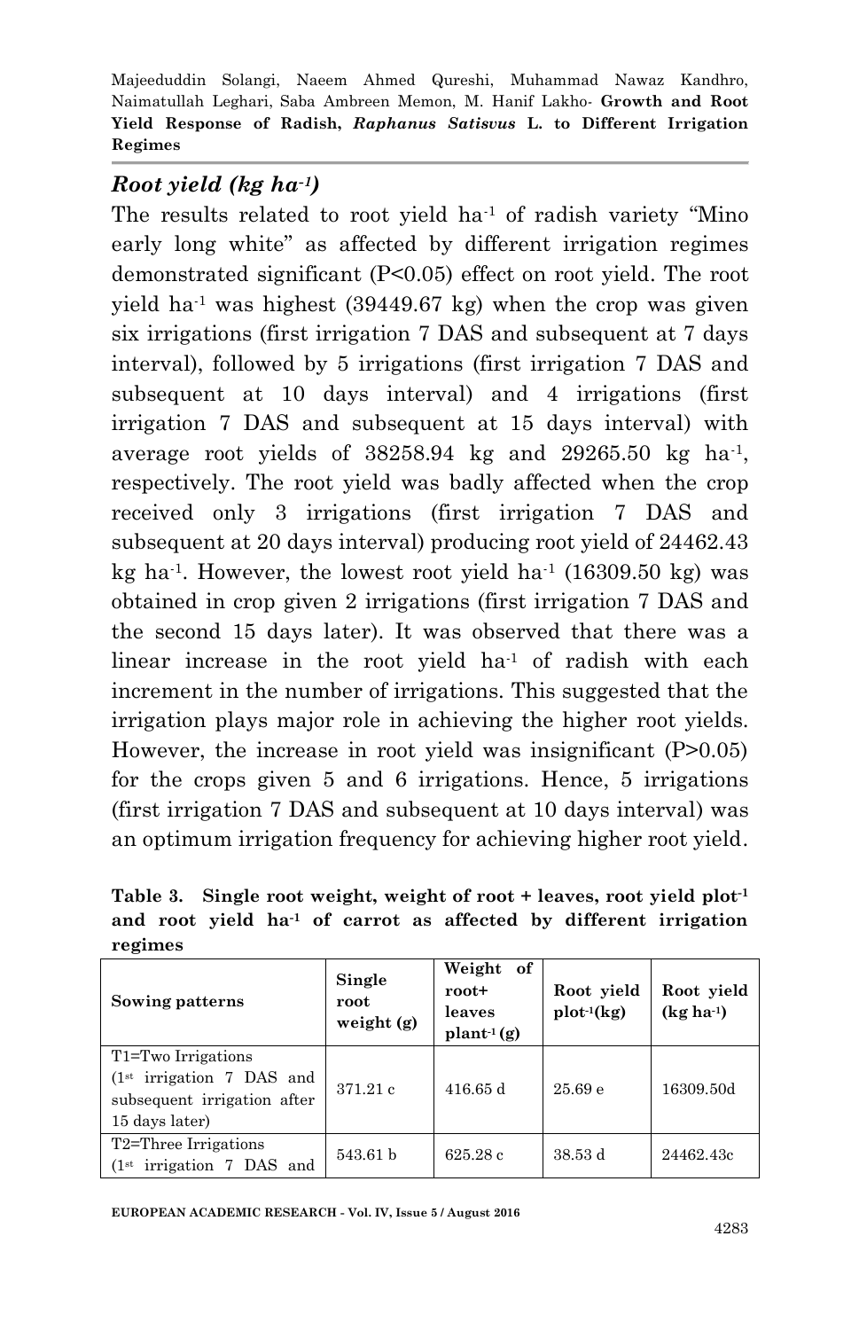### *Root yield (kg ha$^{-1}$)*

The results related to root yield ha$^{-1}$ of radish variety "Mino early long white" as affected by different irrigation regimes demonstrated significant ($P<0.05$) effect on root yield. The root yield ha$^{-1}$ was highest (39449.67 kg) when the crop was given six irrigations (first irrigation 7 DAS and subsequent at 7 days interval), followed by 5 irrigations (first irrigation 7 DAS and subsequent at 10 days interval) and 4 irrigations (first irrigation 7 DAS and subsequent at 15 days interval) with average root yields of 38258.94 kg and 29265.50 kg ha$^{-1}$, respectively. The root yield was badly affected when the crop received only 3 irrigations (first irrigation 7 DAS and subsequent at 20 days interval) producing root yield of 24462.43 kg ha$^{-1}$. However, the lowest root yield ha$^{-1}$ (16309.50 kg) was obtained in crop given 2 irrigations (first irrigation 7 DAS and the second 15 days later). It was observed that there was a linear increase in the root yield ha$^{-1}$ of radish with each increment in the number of irrigations. This suggested that the irrigation plays major role in achieving the higher root yields. However, the increase in root yield was insignificant ($P>0.05$) for the crops given 5 and 6 irrigations. Hence, 5 irrigations (first irrigation 7 DAS and subsequent at 10 days interval) was an optimum irrigation frequency for achieving higher root yield.

**Table 3. Single root weight, weight of root + leaves, root yield plot$^{-1}$ and root yield ha$^{-1}$ of carrot as affected by different irrigation regimes**

| Sowing patterns | Single root weight (g) | Weight of root+ leaves plant$^{-1}$ (g) | Root yield plot$^{-1}$(kg) | Root yield (kg ha$^{-1}$) |
|---|---|---|---|---|
| T1=Two Irrigations (1st irrigation 7 DAS and subsequent irrigation after 15 days later) | 371.21 c | 416.65 d | 25.69 e | 16309.50d |
| T2=Three Irrigations (1st irrigation 7 DAS and | 543.61 b | 625.28 c | 38.53 d | 24462.43c |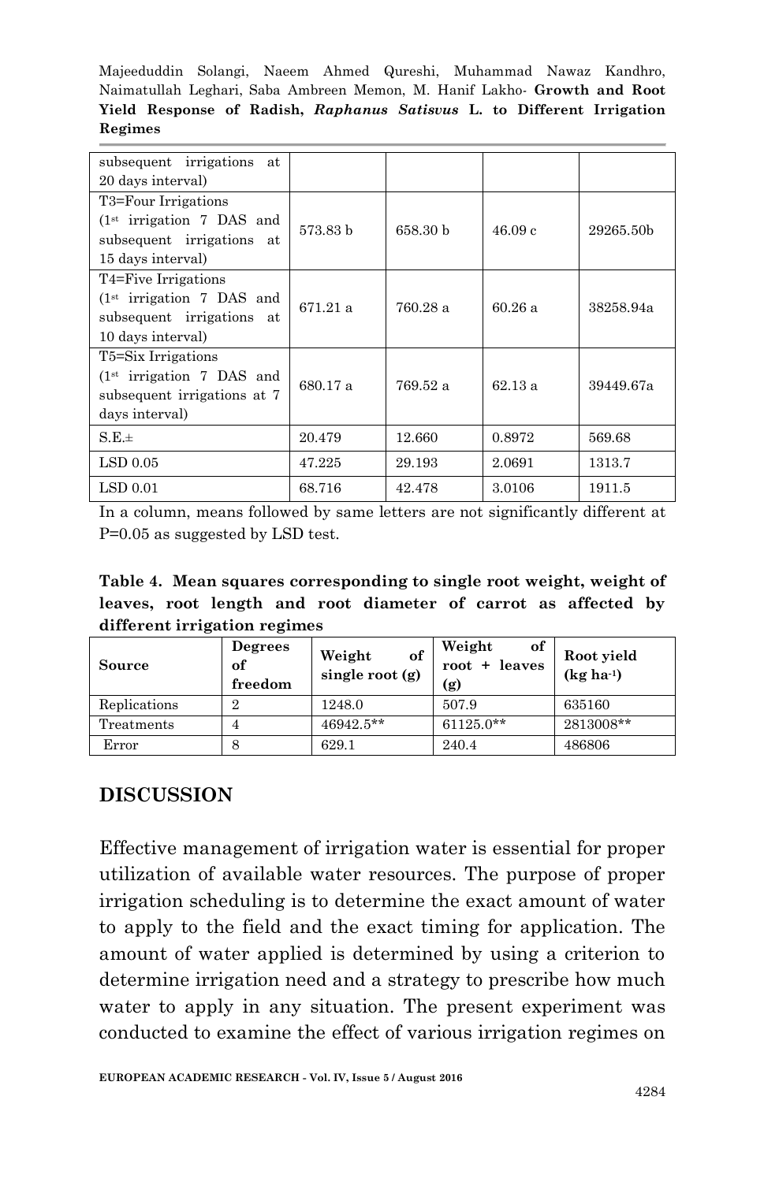| | | | | |
|---|---|---|---|---|
| subsequent irrigations at 20 days interval) | | | | |
| T3=Four Irrigations (1st irrigation 7 DAS and subsequent irrigations at 15 days interval) | 573.83 b | 658.30 b | 46.09 c | 29265.50b |
| T4=Five Irrigations (1st irrigation 7 DAS and subsequent irrigations at 10 days interval) | 671.21 a | 760.28 a | 60.26 a | 38258.94a |
| T5=Six Irrigations (1st irrigation 7 DAS and subsequent irrigations at 7 days interval) | 680.17 a | 769.52 a | 62.13 a | 39449.67a |
| S.E.± | 20.479 | 12.660 | 0.8972 | 569.68 |
| LSD 0.05 | 47.225 | 29.193 | 2.0691 | 1313.7 |
| LSD 0.01 | 68.716 | 42.478 | 3.0106 | 1911.5 |

In a column, means followed by same letters are not significantly different at P=0.05 as suggested by LSD test.

**Table 4. Mean squares corresponding to single root weight, weight of leaves, root length and root diameter of carrot as affected by different irrigation regimes**

| Source | Degrees of freedom | Weight of single root (g) | Weight of root + leaves (g) | Root yield (kg ha$^{-1}$) |
|---|---|---|---|---|
| Replications | 2 | 1248.0 | 507.9 | 635160 |
| Treatments | 4 | 46942.5** | 61125.0** | 2813008** |
| Error | 8 | 629.1 | 240.4 | 486806 |

## DISCUSSION

Effective management of irrigation water is essential for proper utilization of available water resources. The purpose of proper irrigation scheduling is to determine the exact amount of water to apply to the field and the exact timing for application. The amount of water applied is determined by using a criterion to determine irrigation need and a strategy to prescribe how much water to apply in any situation. The present experiment was conducted to examine the effect of various irrigation regimes on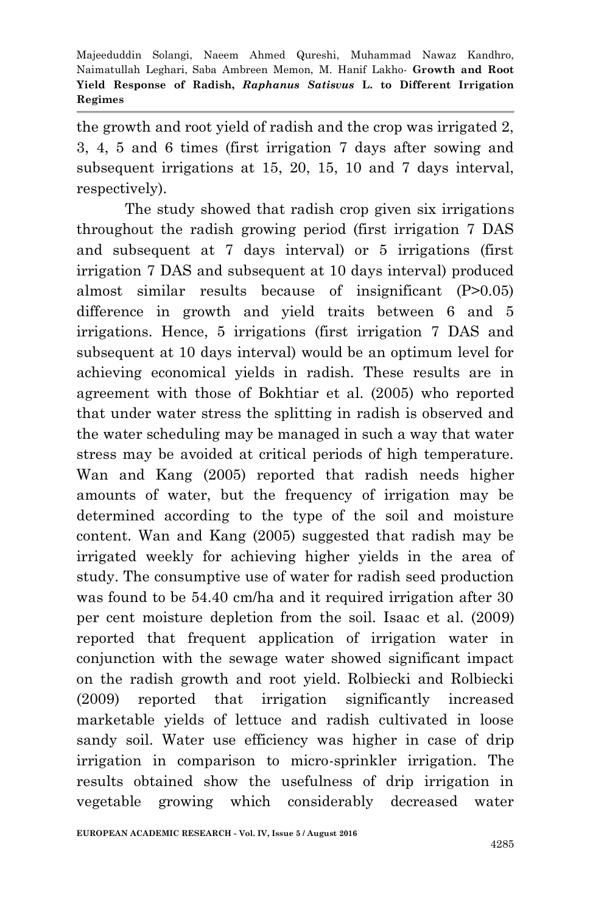the growth and root yield of radish and the crop was irrigated 2, 3, 4, 5 and 6 times (first irrigation 7 days after sowing and subsequent irrigations at 15, 20, 15, 10 and 7 days interval, respectively).

The study showed that radish crop given six irrigations throughout the radish growing period (first irrigation 7 DAS and subsequent at 7 days interval) or 5 irrigations (first irrigation 7 DAS and subsequent at 10 days interval) produced almost similar results because of insignificant (P>0.05) difference in growth and yield traits between 6 and 5 irrigations. Hence, 5 irrigations (first irrigation 7 DAS and subsequent at 10 days interval) would be an optimum level for achieving economical yields in radish. These results are in agreement with those of Bokhtiar et al. (2005) who reported that under water stress the splitting in radish is observed and the water scheduling may be managed in such a way that water stress may be avoided at critical periods of high temperature. Wan and Kang (2005) reported that radish needs higher amounts of water, but the frequency of irrigation may be determined according to the type of the soil and moisture content. Wan and Kang (2005) suggested that radish may be irrigated weekly for achieving higher yields in the area of study. The consumptive use of water for radish seed production was found to be 54.40 cm/ha and it required irrigation after 30 per cent moisture depletion from the soil. Isaac et al. (2009) reported that frequent application of irrigation water in conjunction with the sewage water showed significant impact on the radish growth and root yield. Rolbiecki and Rolbiecki (2009) reported that irrigation significantly increased marketable yields of lettuce and radish cultivated in loose sandy soil. Water use efficiency was higher in case of drip irrigation in comparison to micro-sprinkler irrigation. The results obtained show the usefulness of drip irrigation in vegetable growing which considerably decreased water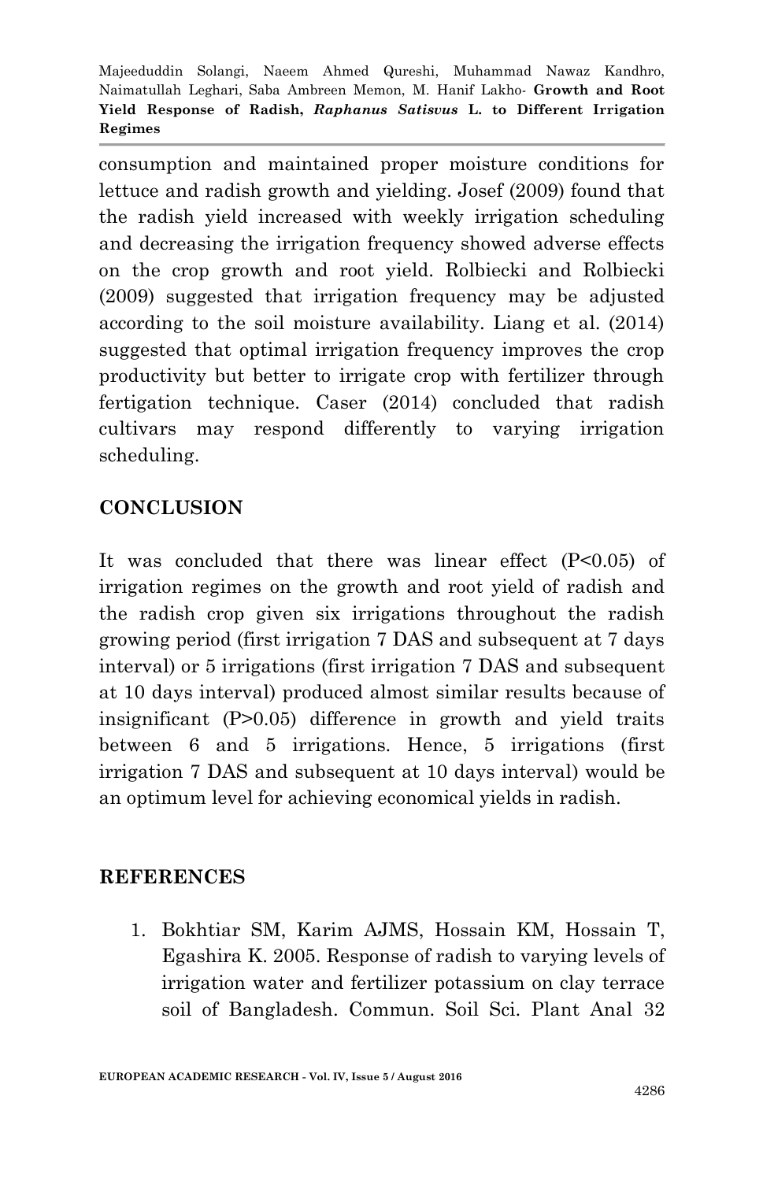consumption and maintained proper moisture conditions for lettuce and radish growth and yielding. Josef (2009) found that the radish yield increased with weekly irrigation scheduling and decreasing the irrigation frequency showed adverse effects on the crop growth and root yield. Rolbiecki and Rolbiecki (2009) suggested that irrigation frequency may be adjusted according to the soil moisture availability. Liang et al. (2014) suggested that optimal irrigation frequency improves the crop productivity but better to irrigate crop with fertilizer through fertigation technique. Caser (2014) concluded that radish cultivars may respond differently to varying irrigation scheduling.

## CONCLUSION

It was concluded that there was linear effect ($P<0.05$) of irrigation regimes on the growth and root yield of radish and the radish crop given six irrigations throughout the radish growing period (first irrigation 7 DAS and subsequent at 7 days interval) or 5 irrigations (first irrigation 7 DAS and subsequent at 10 days interval) produced almost similar results because of insignificant ($P>0.05$) difference in growth and yield traits between 6 and 5 irrigations. Hence, 5 irrigations (first irrigation 7 DAS and subsequent at 10 days interval) would be an optimum level for achieving economical yields in radish.

## REFERENCES

1. Bokhtiar SM, Karim AJMS, Hossain KM, Hossain T, Egashira K. 2005. Response of radish to varying levels of irrigation water and fertilizer potassium on clay terrace soil of Bangladesh. Commun. Soil Sci. Plant Anal 32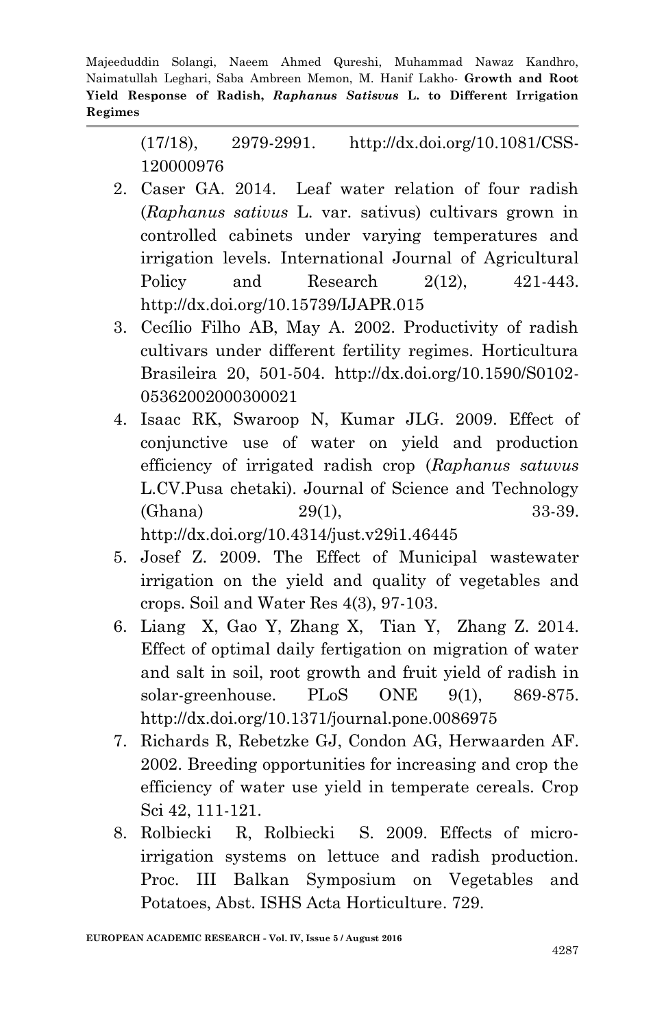(17/18), 2979-2991. http://dx.doi.org/10.1081/CSS-120000976

2. Caser GA. 2014. Leaf water relation of four radish (*Raphanus sativus* L. var. sativus) cultivars grown in controlled cabinets under varying temperatures and irrigation levels. International Journal of Agricultural Policy and Research 2(12), 421-443. http://dx.doi.org/10.15739/IJAPR.015
3. Cecílio Filho AB, May A. 2002. Productivity of radish cultivars under different fertility regimes. Horticultura Brasileira 20, 501-504. http://dx.doi.org/10.1590/S0102-05362002000300021
4. Isaac RK, Swaroop N, Kumar JLG. 2009. Effect of conjunctive use of water on yield and production efficiency of irrigated radish crop (*Raphanus satuvus* L.CV.Pusa chetaki). Journal of Science and Technology (Ghana) 29(1), 33-39. http://dx.doi.org/10.4314/just.v29i1.46445
5. Josef Z. 2009. The Effect of Municipal wastewater irrigation on the yield and quality of vegetables and crops. Soil and Water Res 4(3), 97-103.
6. Liang X, Gao Y, Zhang X, Tian Y, Zhang Z. 2014. Effect of optimal daily fertigation on migration of water and salt in soil, root growth and fruit yield of radish in solar-greenhouse. PLoS ONE 9(1), 869-875. http://dx.doi.org/10.1371/journal.pone.0086975
7. Richards R, Rebetzke GJ, Condon AG, Herwaarden AF. 2002. Breeding opportunities for increasing and crop the efficiency of water use yield in temperate cereals. Crop Sci 42, 111-121.
8. Rolbiecki R, Rolbiecki S. 2009. Effects of micro-irrigation systems on lettuce and radish production. Proc. III Balkan Symposium on Vegetables and Potatoes, Abst. ISHS Acta Horticulture. 729.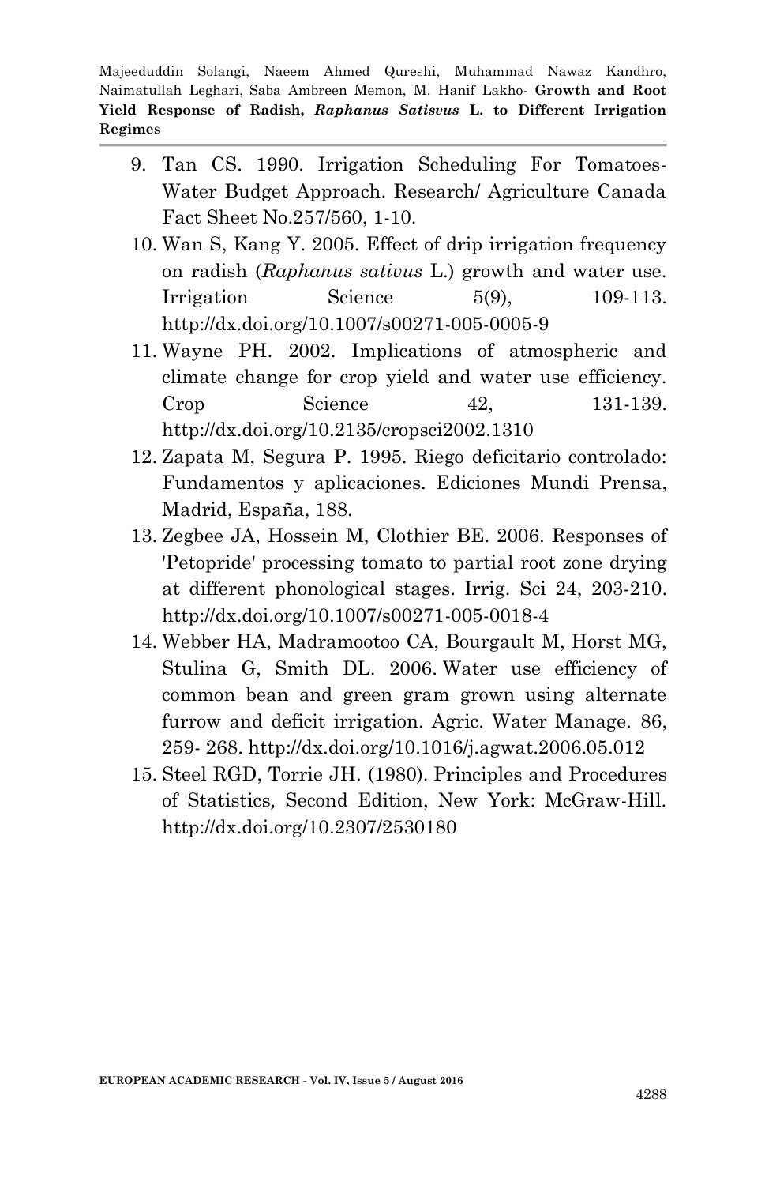9. Tan CS. 1990. Irrigation Scheduling For Tomatoes-Water Budget Approach. Research/ Agriculture Canada Fact Sheet No.257/560, 1-10.
10. Wan S, Kang Y. 2005. Effect of drip irrigation frequency on radish (*Raphanus sativus* L.) growth and water use. Irrigation Science 5(9), 109-113. http://dx.doi.org/10.1007/s00271-005-0005-9
11. Wayne PH. 2002. Implications of atmospheric and climate change for crop yield and water use efficiency. Crop Science 42, 131-139. http://dx.doi.org/10.2135/cropsci2002.1310
12. Zapata M, Segura P. 1995. Riego deficitario controlado: Fundamentos y aplicaciones. Ediciones Mundi Prensa, Madrid, España, 188.
13. Zegbee JA, Hossein M, Clothier BE. 2006. Responses of 'Petopride' processing tomato to partial root zone drying at different phonological stages. Irrig. Sci 24, 203-210. http://dx.doi.org/10.1007/s00271-005-0018-4
14. Webber HA, Madramootoo CA, Bourgault M, Horst MG, Stulina G, Smith DL. 2006. Water use efficiency of common bean and green gram grown using alternate furrow and deficit irrigation. Agric. Water Manage. 86, 259- 268. http://dx.doi.org/10.1016/j.agwat.2006.05.012
15. Steel RGD, Torrie JH. (1980). Principles and Procedures of Statistics, Second Edition, New York: McGraw-Hill. http://dx.doi.org/10.2307/2530180